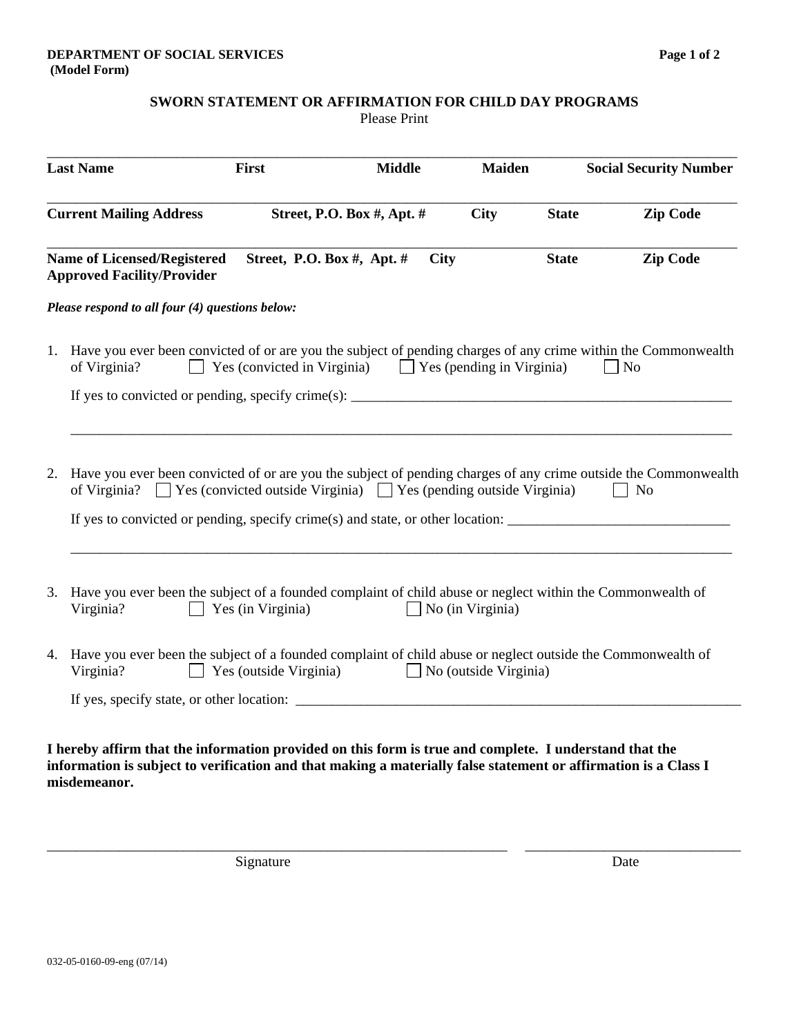**DEPARTMENT OF SOCIAL SERVICES**
**(Model Form)**

## SWORN STATEMENT OR AFFIRMATION FOR CHILD DAY PROGRAMS

Please Print

______________________________________________________________________________

**Last Name** | **First** | **Middle** | **Maiden** | **Social Security Number**

______________________________________________________________________________

**Current Mailing Address** | **Street, P.O. Box #, Apt. #** | **City** | **State** | **Zip Code**

______________________________________________________________________________

**Name of Licensed/Registered Approved Facility/Provider** | **Street, P.O. Box #, Apt. #** | **City** | **State** | **Zip Code**

***Please respond to all four (4) questions below:***

1. Have you ever been convicted of or are you the subject of pending charges of any crime within the Commonwealth of Virginia? ☐ Yes (convicted in Virginia) ☐ Yes (pending in Virginia) ☐ No

   If yes to convicted or pending, specify crime(s): ________________________________________________

   ______________________________________________________________________________

2. Have you ever been convicted of or are you the subject of pending charges of any crime outside the Commonwealth of Virginia? ☐ Yes (convicted outside Virginia) ☐ Yes (pending outside Virginia) ☐ No

   If yes to convicted or pending, specify crime(s) and state, or other location: ____________________________

   ______________________________________________________________________________

3. Have you ever been the subject of a founded complaint of child abuse or neglect within the Commonwealth of Virginia? ☐ Yes (in Virginia) ☐ No (in Virginia)

4. Have you ever been the subject of a founded complaint of child abuse or neglect outside the Commonwealth of Virginia? ☐ Yes (outside Virginia) ☐ No (outside Virginia)

   If yes, specify state, or other location: ______________________________________________________

**I hereby affirm that the information provided on this form is true and complete. I understand that the information is subject to verification and that making a materially false statement or affirmation is a Class I misdemeanor.**

______________________________________________________ ____________________________

Signature | Date

032-05-0160-09-eng (07/14)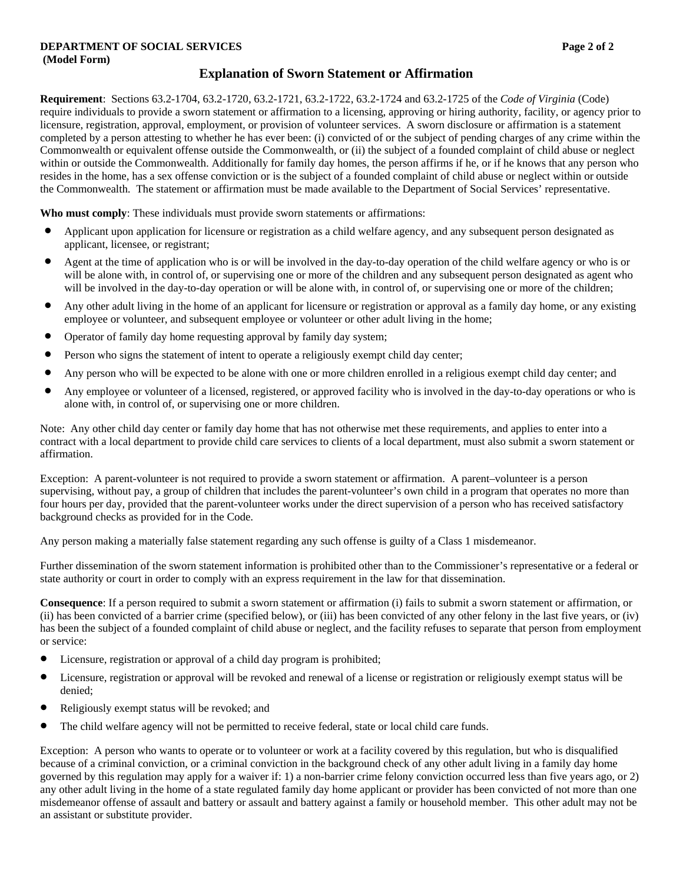**DEPARTMENT OF SOCIAL SERVICES**
**(Model Form)**

# Explanation of Sworn Statement or Affirmation

**Requirement**: Sections 63.2-1704, 63.2-1720, 63.2-1721, 63.2-1722, 63.2-1724 and 63.2-1725 of the *Code of Virginia* (Code) require individuals to provide a sworn statement or affirmation to a licensing, approving or hiring authority, facility, or agency prior to licensure, registration, approval, employment, or provision of volunteer services. A sworn disclosure or affirmation is a statement completed by a person attesting to whether he has ever been: (i) convicted of or the subject of pending charges of any crime within the Commonwealth or equivalent offense outside the Commonwealth, or (ii) the subject of a founded complaint of child abuse or neglect within or outside the Commonwealth. Additionally for family day homes, the person affirms if he, or if he knows that any person who resides in the home, has a sex offense conviction or is the subject of a founded complaint of child abuse or neglect within or outside the Commonwealth. The statement or affirmation must be made available to the Department of Social Services' representative.

**Who must comply**: These individuals must provide sworn statements or affirmations:

- Applicant upon application for licensure or registration as a child welfare agency, and any subsequent person designated as applicant, licensee, or registrant;
- Agent at the time of application who is or will be involved in the day-to-day operation of the child welfare agency or who is or will be alone with, in control of, or supervising one or more of the children and any subsequent person designated as agent who will be involved in the day-to-day operation or will be alone with, in control of, or supervising one or more of the children;
- Any other adult living in the home of an applicant for licensure or registration or approval as a family day home, or any existing employee or volunteer, and subsequent employee or volunteer or other adult living in the home;
- Operator of family day home requesting approval by family day system;
- Person who signs the statement of intent to operate a religiously exempt child day center;
- Any person who will be expected to be alone with one or more children enrolled in a religious exempt child day center; and
- Any employee or volunteer of a licensed, registered, or approved facility who is involved in the day-to-day operations or who is alone with, in control of, or supervising one or more children.

Note: Any other child day center or family day home that has not otherwise met these requirements, and applies to enter into a contract with a local department to provide child care services to clients of a local department, must also submit a sworn statement or affirmation.

Exception: A parent-volunteer is not required to provide a sworn statement or affirmation. A parent–volunteer is a person supervising, without pay, a group of children that includes the parent-volunteer's own child in a program that operates no more than four hours per day, provided that the parent-volunteer works under the direct supervision of a person who has received satisfactory background checks as provided for in the Code.

Any person making a materially false statement regarding any such offense is guilty of a Class 1 misdemeanor.

Further dissemination of the sworn statement information is prohibited other than to the Commissioner's representative or a federal or state authority or court in order to comply with an express requirement in the law for that dissemination.

**Consequence**: If a person required to submit a sworn statement or affirmation (i) fails to submit a sworn statement or affirmation, or (ii) has been convicted of a barrier crime (specified below), or (iii) has been convicted of any other felony in the last five years, or (iv) has been the subject of a founded complaint of child abuse or neglect, and the facility refuses to separate that person from employment or service:

- Licensure, registration or approval of a child day program is prohibited;
- Licensure, registration or approval will be revoked and renewal of a license or registration or religiously exempt status will be denied;
- Religiously exempt status will be revoked; and
- The child welfare agency will not be permitted to receive federal, state or local child care funds.

Exception: A person who wants to operate or to volunteer or work at a facility covered by this regulation, but who is disqualified because of a criminal conviction, or a criminal conviction in the background check of any other adult living in a family day home governed by this regulation may apply for a waiver if: 1) a non-barrier crime felony conviction occurred less than five years ago, or 2) any other adult living in the home of a state regulated family day home applicant or provider has been convicted of not more than one misdemeanor offense of assault and battery or assault and battery against a family or household member. This other adult may not be an assistant or substitute provider.